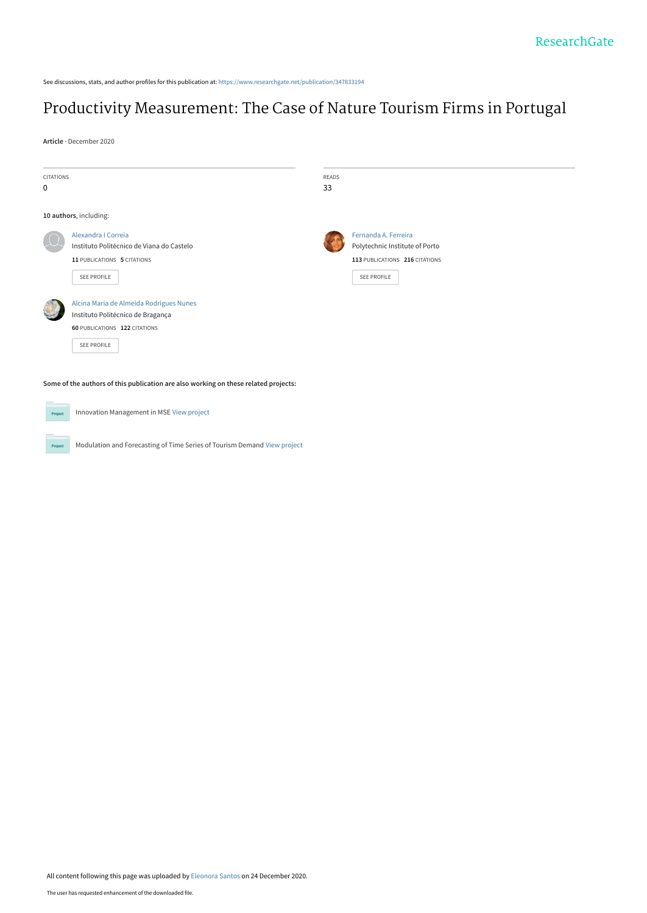ResearchGate

See discussions, stats, and author profiles for this publication at: https://www.researchgate.net/publication/347833194

# Productivity Measurement: The Case of Nature Tourism Firms in Portugal

**Article** · December 2020

| CITATIONS | READS |
| --- | --- |
| 0 | 33 |

**10 authors**, including:

**Alexandra I Correia**
Instituto Politécnico de Viana do Castelo
11 PUBLICATIONS 5 CITATIONS
SEE PROFILE

**Fernanda A. Ferreira**
Polytechnic Institute of Porto
113 PUBLICATIONS 216 CITATIONS
SEE PROFILE

**Alcina Maria de Almeida Rodrigues Nunes**
Instituto Politécnico de Bragança
60 PUBLICATIONS 122 CITATIONS
SEE PROFILE

**Some of the authors of this publication are also working on these related projects:**

Innovation Management in MSE View project

Modulation and Forecasting of Time Series of Tourism Demand View project

All content following this page was uploaded by Eleonora Santos on 24 December 2020.

The user has requested enhancement of the downloaded file.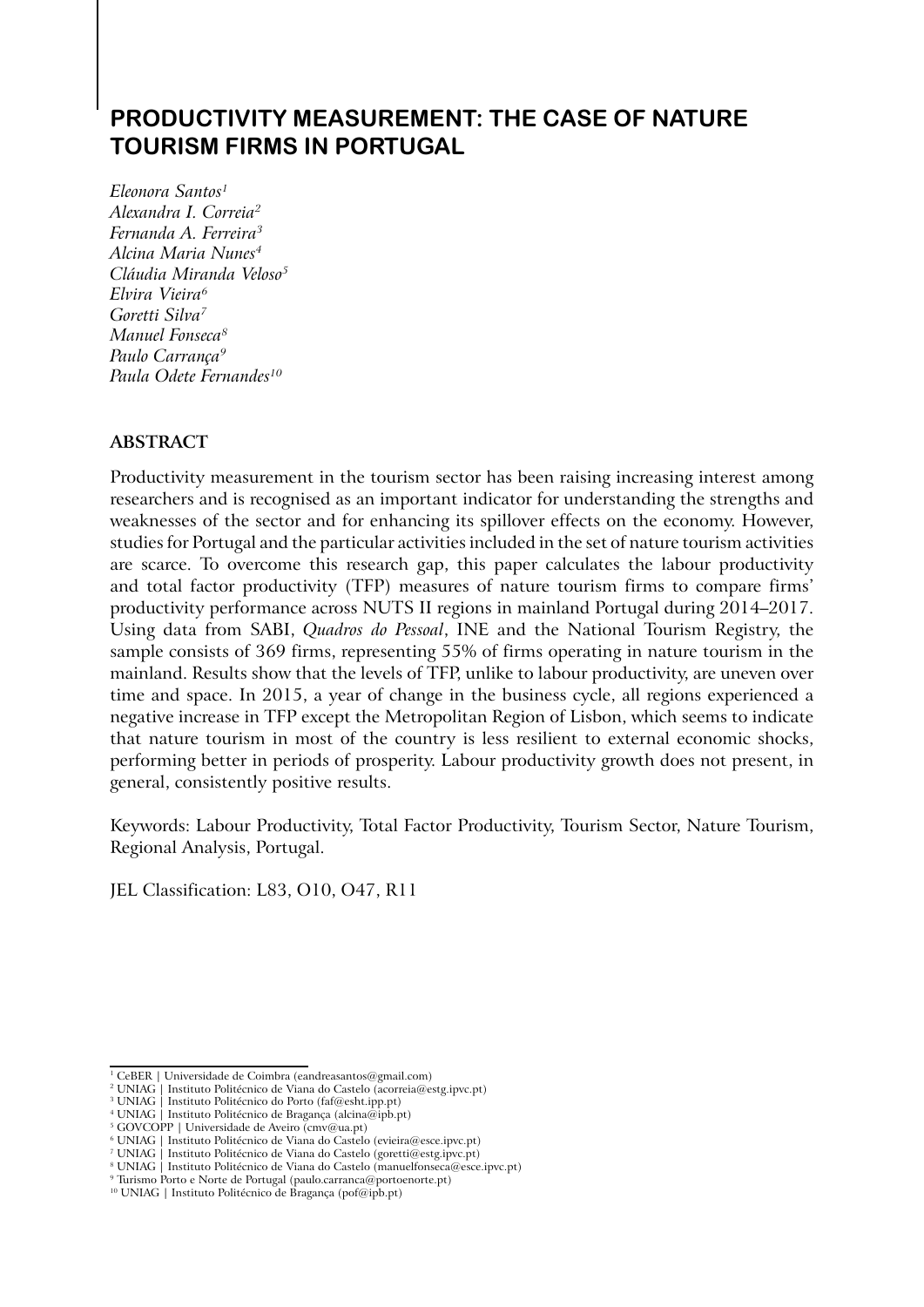# PRODUCTIVITY MEASUREMENT: THE CASE OF NATURE TOURISM FIRMS IN PORTUGAL

*Eleonora Santos*[1]
*Alexandra I. Correia*[2]
*Fernanda A. Ferreira*[3]
*Alcina Maria Nunes*[4]
*Cláudia Miranda Veloso*[5]
*Elvira Vieira*[6]
*Goretti Silva*[7]
*Manuel Fonseca*[8]
*Paulo Carrança*[9]
*Paula Odete Fernandes*[10]

## ABSTRACT

Productivity measurement in the tourism sector has been raising increasing interest among researchers and is recognised as an important indicator for understanding the strengths and weaknesses of the sector and for enhancing its spillover effects on the economy. However, studies for Portugal and the particular activities included in the set of nature tourism activities are scarce. To overcome this research gap, this paper calculates the labour productivity and total factor productivity (TFP) measures of nature tourism firms to compare firms' productivity performance across NUTS II regions in mainland Portugal during 2014–2017. Using data from SABI, *Quadros do Pessoal*, INE and the National Tourism Registry, the sample consists of 369 firms, representing 55% of firms operating in nature tourism in the mainland. Results show that the levels of TFP, unlike to labour productivity, are uneven over time and space. In 2015, a year of change in the business cycle, all regions experienced a negative increase in TFP except the Metropolitan Region of Lisbon, which seems to indicate that nature tourism in most of the country is less resilient to external economic shocks, performing better in periods of prosperity. Labour productivity growth does not present, in general, consistently positive results.

Keywords: Labour Productivity, Total Factor Productivity, Tourism Sector, Nature Tourism, Regional Analysis, Portugal.

JEL Classification: L83, O10, O47, R11

---

[1] CeBER | Universidade de Coimbra (eandreasantos@gmail.com)
[2] UNIAG | Instituto Politécnico de Viana do Castelo (acorreia@estg.ipvc.pt)
[3] UNIAG | Instituto Politécnico do Porto (faf@esht.ipp.pt)
[4] UNIAG | Instituto Politécnico de Bragança (alcina@ipb.pt)
[5] GOVCOPP | Universidade de Aveiro (cmv@ua.pt)
[6] UNIAG | Instituto Politécnico de Viana do Castelo (evieira@esce.ipvc.pt)
[7] UNIAG | Instituto Politécnico de Viana do Castelo (goretti@estg.ipvc.pt)
[8] UNIAG | Instituto Politécnico de Viana do Castelo (manuelfonseca@esce.ipvc.pt)
[9] Turismo Porto e Norte de Portugal (paulo.carranca@portoenorte.pt)
[10] UNIAG | Instituto Politécnico de Bragança (pof@ipb.pt)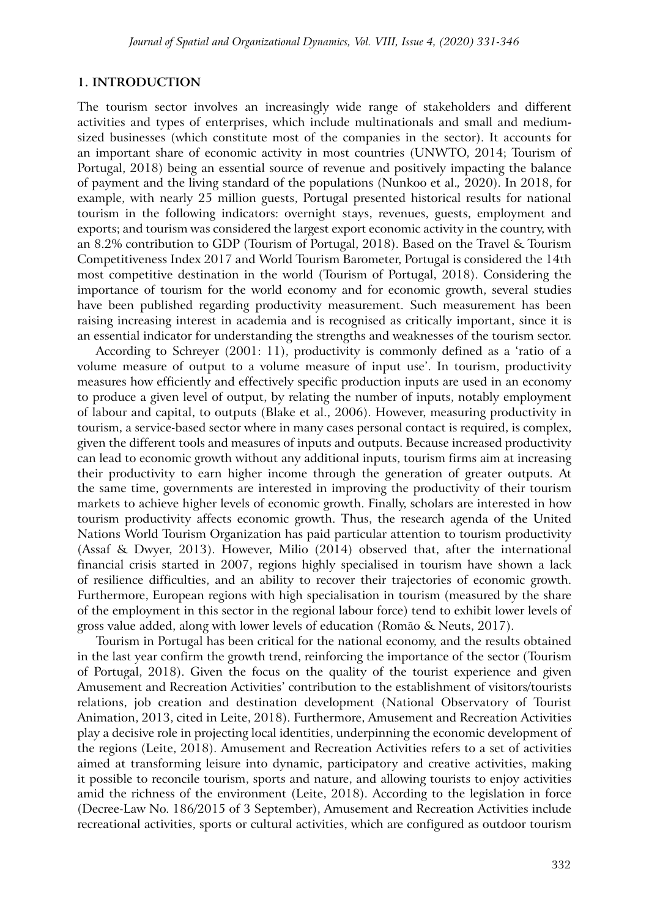## 1. INTRODUCTION

The tourism sector involves an increasingly wide range of stakeholders and different activities and types of enterprises, which include multinationals and small and medium-sized businesses (which constitute most of the companies in the sector). It accounts for an important share of economic activity in most countries (UNWTO, 2014; Tourism of Portugal, 2018) being an essential source of revenue and positively impacting the balance of payment and the living standard of the populations (Nunkoo et al., 2020). In 2018, for example, with nearly 25 million guests, Portugal presented historical results for national tourism in the following indicators: overnight stays, revenues, guests, employment and exports; and tourism was considered the largest export economic activity in the country, with an 8.2% contribution to GDP (Tourism of Portugal, 2018). Based on the Travel & Tourism Competitiveness Index 2017 and World Tourism Barometer, Portugal is considered the 14th most competitive destination in the world (Tourism of Portugal, 2018). Considering the importance of tourism for the world economy and for economic growth, several studies have been published regarding productivity measurement. Such measurement has been raising increasing interest in academia and is recognised as critically important, since it is an essential indicator for understanding the strengths and weaknesses of the tourism sector.

According to Schreyer (2001: 11), productivity is commonly defined as a 'ratio of a volume measure of output to a volume measure of input use'. In tourism, productivity measures how efficiently and effectively specific production inputs are used in an economy to produce a given level of output, by relating the number of inputs, notably employment of labour and capital, to outputs (Blake et al., 2006). However, measuring productivity in tourism, a service-based sector where in many cases personal contact is required, is complex, given the different tools and measures of inputs and outputs. Because increased productivity can lead to economic growth without any additional inputs, tourism firms aim at increasing their productivity to earn higher income through the generation of greater outputs. At the same time, governments are interested in improving the productivity of their tourism markets to achieve higher levels of economic growth. Finally, scholars are interested in how tourism productivity affects economic growth. Thus, the research agenda of the United Nations World Tourism Organization has paid particular attention to tourism productivity (Assaf & Dwyer, 2013). However, Milio (2014) observed that, after the international financial crisis started in 2007, regions highly specialised in tourism have shown a lack of resilience difficulties, and an ability to recover their trajectories of economic growth. Furthermore, European regions with high specialisation in tourism (measured by the share of the employment in this sector in the regional labour force) tend to exhibit lower levels of gross value added, along with lower levels of education (Romão & Neuts, 2017).

Tourism in Portugal has been critical for the national economy, and the results obtained in the last year confirm the growth trend, reinforcing the importance of the sector (Tourism of Portugal, 2018). Given the focus on the quality of the tourist experience and given Amusement and Recreation Activities' contribution to the establishment of visitors/tourists relations, job creation and destination development (National Observatory of Tourist Animation, 2013, cited in Leite, 2018). Furthermore, Amusement and Recreation Activities play a decisive role in projecting local identities, underpinning the economic development of the regions (Leite, 2018). Amusement and Recreation Activities refers to a set of activities aimed at transforming leisure into dynamic, participatory and creative activities, making it possible to reconcile tourism, sports and nature, and allowing tourists to enjoy activities amid the richness of the environment (Leite, 2018). According to the legislation in force (Decree-Law No. 186/2015 of 3 September), Amusement and Recreation Activities include recreational activities, sports or cultural activities, which are configured as outdoor tourism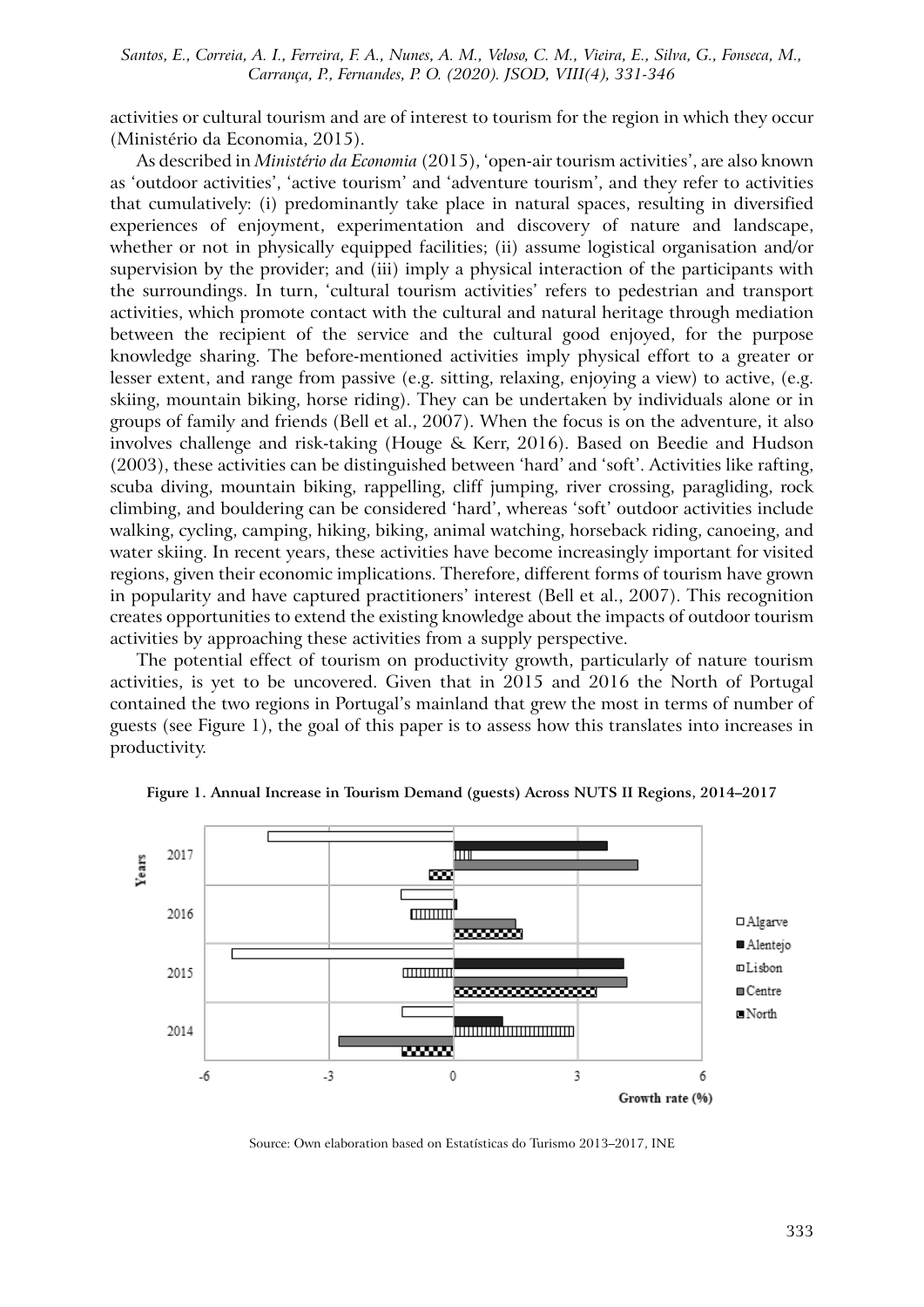activities or cultural tourism and are of interest to tourism for the region in which they occur (Ministério da Economia, 2015).

As described in *Ministério da Economia* (2015), 'open-air tourism activities', are also known as 'outdoor activities', 'active tourism' and 'adventure tourism', and they refer to activities that cumulatively: (i) predominantly take place in natural spaces, resulting in diversified experiences of enjoyment, experimentation and discovery of nature and landscape, whether or not in physically equipped facilities; (ii) assume logistical organisation and/or supervision by the provider; and (iii) imply a physical interaction of the participants with the surroundings. In turn, 'cultural tourism activities' refers to pedestrian and transport activities, which promote contact with the cultural and natural heritage through mediation between the recipient of the service and the cultural good enjoyed, for the purpose knowledge sharing. The before-mentioned activities imply physical effort to a greater or lesser extent, and range from passive (e.g. sitting, relaxing, enjoying a view) to active, (e.g. skiing, mountain biking, horse riding). They can be undertaken by individuals alone or in groups of family and friends (Bell et al., 2007). When the focus is on the adventure, it also involves challenge and risk-taking (Houge & Kerr, 2016). Based on Beedie and Hudson (2003), these activities can be distinguished between 'hard' and 'soft'. Activities like rafting, scuba diving, mountain biking, rappelling, cliff jumping, river crossing, paragliding, rock climbing, and bouldering can be considered 'hard', whereas 'soft' outdoor activities include walking, cycling, camping, hiking, biking, animal watching, horseback riding, canoeing, and water skiing. In recent years, these activities have become increasingly important for visited regions, given their economic implications. Therefore, different forms of tourism have grown in popularity and have captured practitioners' interest (Bell et al., 2007). This recognition creates opportunities to extend the existing knowledge about the impacts of outdoor tourism activities by approaching these activities from a supply perspective.

The potential effect of tourism on productivity growth, particularly of nature tourism activities, is yet to be uncovered. Given that in 2015 and 2016 the North of Portugal contained the two regions in Portugal's mainland that grew the most in terms of number of guests (see Figure 1), the goal of this paper is to assess how this translates into increases in productivity.

**Figure 1. Annual Increase in Tourism Demand (guests) Across NUTS II Regions, 2014–2017**

Source: Own elaboration based on Estatísticas do Turismo 2013–2017, INE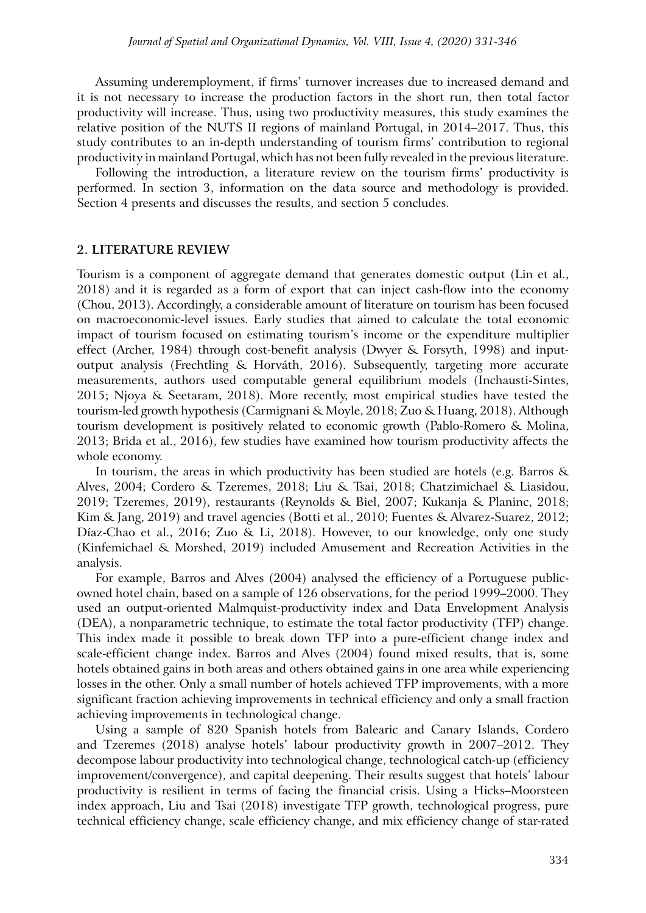Assuming underemployment, if firms' turnover increases due to increased demand and it is not necessary to increase the production factors in the short run, then total factor productivity will increase. Thus, using two productivity measures, this study examines the relative position of the NUTS II regions of mainland Portugal, in 2014–2017. Thus, this study contributes to an in-depth understanding of tourism firms' contribution to regional productivity in mainland Portugal, which has not been fully revealed in the previous literature.

Following the introduction, a literature review on the tourism firms' productivity is performed. In section 3, information on the data source and methodology is provided. Section 4 presents and discusses the results, and section 5 concludes.

## 2. LITERATURE REVIEW

Tourism is a component of aggregate demand that generates domestic output (Lin et al., 2018) and it is regarded as a form of export that can inject cash-flow into the economy (Chou, 2013). Accordingly, a considerable amount of literature on tourism has been focused on macroeconomic-level issues. Early studies that aimed to calculate the total economic impact of tourism focused on estimating tourism's income or the expenditure multiplier effect (Archer, 1984) through cost-benefit analysis (Dwyer & Forsyth, 1998) and input-output analysis (Frechtling & Horváth, 2016). Subsequently, targeting more accurate measurements, authors used computable general equilibrium models (Inchausti-Sintes, 2015; Njoya & Seetaram, 2018). More recently, most empirical studies have tested the tourism-led growth hypothesis (Carmignani & Moyle, 2018; Zuo & Huang, 2018). Although tourism development is positively related to economic growth (Pablo-Romero & Molina, 2013; Brida et al., 2016), few studies have examined how tourism productivity affects the whole economy.

In tourism, the areas in which productivity has been studied are hotels (e.g. Barros & Alves, 2004; Cordero & Tzeremes, 2018; Liu & Tsai, 2018; Chatzimichael & Liasidou, 2019; Tzeremes, 2019), restaurants (Reynolds & Biel, 2007; Kukanja & Planinc, 2018; Kim & Jang, 2019) and travel agencies (Botti et al., 2010; Fuentes & Alvarez-Suarez, 2012; Díaz-Chao et al., 2016; Zuo & Li, 2018). However, to our knowledge, only one study (Kinfemichael & Morshed, 2019) included Amusement and Recreation Activities in the analysis.

For example, Barros and Alves (2004) analysed the efficiency of a Portuguese public-owned hotel chain, based on a sample of 126 observations, for the period 1999–2000. They used an output-oriented Malmquist-productivity index and Data Envelopment Analysis (DEA), a nonparametric technique, to estimate the total factor productivity (TFP) change. This index made it possible to break down TFP into a pure-efficient change index and scale-efficient change index. Barros and Alves (2004) found mixed results, that is, some hotels obtained gains in both areas and others obtained gains in one area while experiencing losses in the other. Only a small number of hotels achieved TFP improvements, with a more significant fraction achieving improvements in technical efficiency and only a small fraction achieving improvements in technological change.

Using a sample of 820 Spanish hotels from Balearic and Canary Islands, Cordero and Tzeremes (2018) analyse hotels' labour productivity growth in 2007–2012. They decompose labour productivity into technological change, technological catch-up (efficiency improvement/convergence), and capital deepening. Their results suggest that hotels' labour productivity is resilient in terms of facing the financial crisis. Using a Hicks–Moorsteen index approach, Liu and Tsai (2018) investigate TFP growth, technological progress, pure technical efficiency change, scale efficiency change, and mix efficiency change of star-rated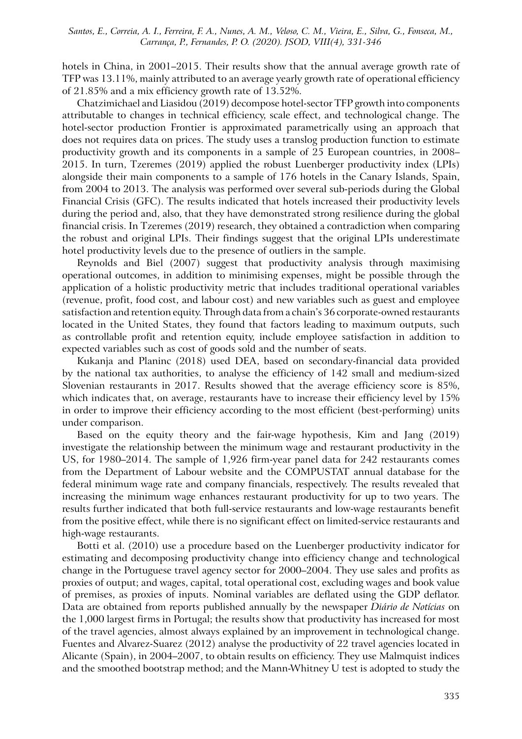hotels in China, in 2001–2015. Their results show that the annual average growth rate of TFP was 13.11%, mainly attributed to an average yearly growth rate of operational efficiency of 21.85% and a mix efficiency growth rate of 13.52%.

Chatzimichael and Liasidou (2019) decompose hotel-sector TFP growth into components attributable to changes in technical efficiency, scale effect, and technological change. The hotel-sector production Frontier is approximated parametrically using an approach that does not requires data on prices. The study uses a translog production function to estimate productivity growth and its components in a sample of 25 European countries, in 2008–2015. In turn, Tzeremes (2019) applied the robust Luenberger productivity index (LPIs) alongside their main components to a sample of 176 hotels in the Canary Islands, Spain, from 2004 to 2013. The analysis was performed over several sub-periods during the Global Financial Crisis (GFC). The results indicated that hotels increased their productivity levels during the period and, also, that they have demonstrated strong resilience during the global financial crisis. In Tzeremes (2019) research, they obtained a contradiction when comparing the robust and original LPIs. Their findings suggest that the original LPIs underestimate hotel productivity levels due to the presence of outliers in the sample.

Reynolds and Biel (2007) suggest that productivity analysis through maximising operational outcomes, in addition to minimising expenses, might be possible through the application of a holistic productivity metric that includes traditional operational variables (revenue, profit, food cost, and labour cost) and new variables such as guest and employee satisfaction and retention equity. Through data from a chain's 36 corporate-owned restaurants located in the United States, they found that factors leading to maximum outputs, such as controllable profit and retention equity, include employee satisfaction in addition to expected variables such as cost of goods sold and the number of seats.

Kukanja and Planinc (2018) used DEA, based on secondary-financial data provided by the national tax authorities, to analyse the efficiency of 142 small and medium-sized Slovenian restaurants in 2017. Results showed that the average efficiency score is 85%, which indicates that, on average, restaurants have to increase their efficiency level by 15% in order to improve their efficiency according to the most efficient (best-performing) units under comparison.

Based on the equity theory and the fair-wage hypothesis, Kim and Jang (2019) investigate the relationship between the minimum wage and restaurant productivity in the US, for 1980–2014. The sample of 1,926 firm-year panel data for 242 restaurants comes from the Department of Labour website and the COMPUSTAT annual database for the federal minimum wage rate and company financials, respectively. The results revealed that increasing the minimum wage enhances restaurant productivity for up to two years. The results further indicated that both full-service restaurants and low-wage restaurants benefit from the positive effect, while there is no significant effect on limited-service restaurants and high-wage restaurants.

Botti et al. (2010) use a procedure based on the Luenberger productivity indicator for estimating and decomposing productivity change into efficiency change and technological change in the Portuguese travel agency sector for 2000–2004. They use sales and profits as proxies of output; and wages, capital, total operational cost, excluding wages and book value of premises, as proxies of inputs. Nominal variables are deflated using the GDP deflator. Data are obtained from reports published annually by the newspaper *Diário de Notícias* on the 1,000 largest firms in Portugal; the results show that productivity has increased for most of the travel agencies, almost always explained by an improvement in technological change. Fuentes and Alvarez-Suarez (2012) analyse the productivity of 22 travel agencies located in Alicante (Spain), in 2004–2007, to obtain results on efficiency. They use Malmquist indices and the smoothed bootstrap method; and the Mann-Whitney U test is adopted to study the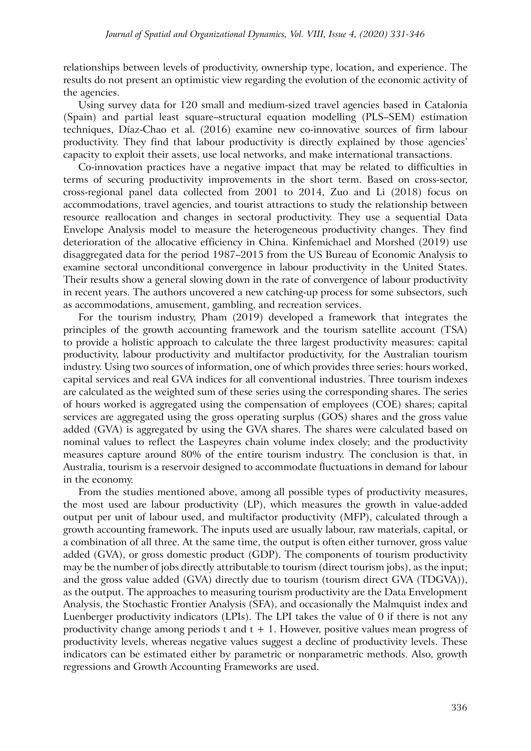relationships between levels of productivity, ownership type, location, and experience. The results do not present an optimistic view regarding the evolution of the economic activity of the agencies.

Using survey data for 120 small and medium-sized travel agencies based in Catalonia (Spain) and partial least square–structural equation modelling (PLS–SEM) estimation techniques, Díaz-Chao et al. (2016) examine new co-innovative sources of firm labour productivity. They find that labour productivity is directly explained by those agencies' capacity to exploit their assets, use local networks, and make international transactions.

Co-innovation practices have a negative impact that may be related to difficulties in terms of securing productivity improvements in the short term. Based on cross-sector, cross-regional panel data collected from 2001 to 2014, Zuo and Li (2018) focus on accommodations, travel agencies, and tourist attractions to study the relationship between resource reallocation and changes in sectoral productivity. They use a sequential Data Envelope Analysis model to measure the heterogeneous productivity changes. They find deterioration of the allocative efficiency in China. Kinfemichael and Morshed (2019) use disaggregated data for the period 1987–2015 from the US Bureau of Economic Analysis to examine sectoral unconditional convergence in labour productivity in the United States. Their results show a general slowing down in the rate of convergence of labour productivity in recent years. The authors uncovered a new catching-up process for some subsectors, such as accommodations, amusement, gambling, and recreation services.

For the tourism industry, Pham (2019) developed a framework that integrates the principles of the growth accounting framework and the tourism satellite account (TSA) to provide a holistic approach to calculate the three largest productivity measures: capital productivity, labour productivity and multifactor productivity, for the Australian tourism industry. Using two sources of information, one of which provides three series: hours worked, capital services and real GVA indices for all conventional industries. Three tourism indexes are calculated as the weighted sum of these series using the corresponding shares. The series of hours worked is aggregated using the compensation of employees (COE) shares; capital services are aggregated using the gross operating surplus (GOS) shares and the gross value added (GVA) is aggregated by using the GVA shares. The shares were calculated based on nominal values to reflect the Laspeyres chain volume index closely; and the productivity measures capture around 80% of the entire tourism industry. The conclusion is that, in Australia, tourism is a reservoir designed to accommodate fluctuations in demand for labour in the economy.

From the studies mentioned above, among all possible types of productivity measures, the most used are labour productivity (LP), which measures the growth in value-added output per unit of labour used, and multifactor productivity (MFP), calculated through a growth accounting framework. The inputs used are usually labour, raw materials, capital, or a combination of all three. At the same time, the output is often either turnover, gross value added (GVA), or gross domestic product (GDP). The components of tourism productivity may be the number of jobs directly attributable to tourism (direct tourism jobs), as the input; and the gross value added (GVA) directly due to tourism (tourism direct GVA (TDGVA)), as the output. The approaches to measuring tourism productivity are the Data Envelopment Analysis, the Stochastic Frontier Analysis (SFA), and occasionally the Malmquist index and Luenberger productivity indicators (LPIs). The LPI takes the value of 0 if there is not any productivity change among periods $t$ and $t + 1$. However, positive values mean progress of productivity levels, whereas negative values suggest a decline of productivity levels. These indicators can be estimated either by parametric or nonparametric methods. Also, growth regressions and Growth Accounting Frameworks are used.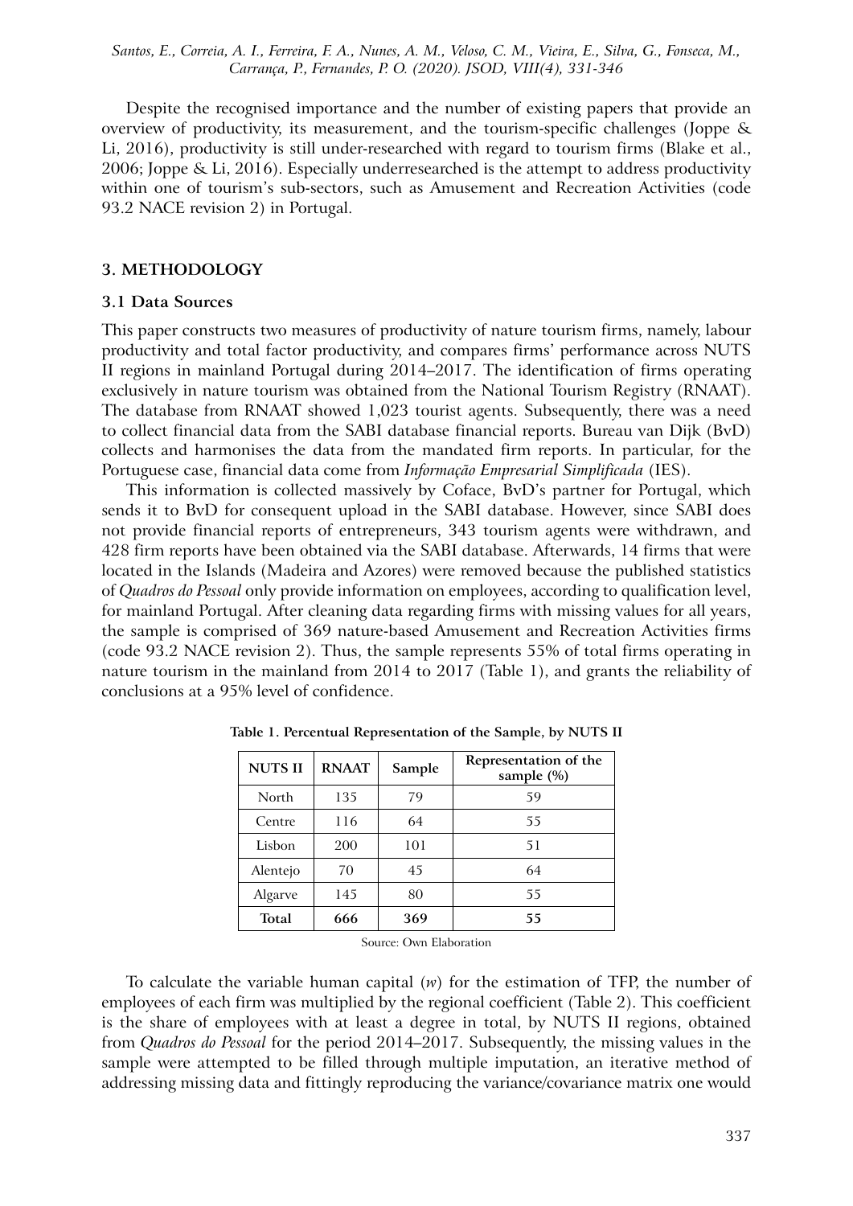Despite the recognised importance and the number of existing papers that provide an overview of productivity, its measurement, and the tourism-specific challenges (Joppe & Li, 2016), productivity is still under-researched with regard to tourism firms (Blake et al., 2006; Joppe & Li, 2016). Especially underresearched is the attempt to address productivity within one of tourism's sub-sectors, such as Amusement and Recreation Activities (code 93.2 NACE revision 2) in Portugal.

## 3. METHODOLOGY

### 3.1 Data Sources

This paper constructs two measures of productivity of nature tourism firms, namely, labour productivity and total factor productivity, and compares firms' performance across NUTS II regions in mainland Portugal during 2014–2017. The identification of firms operating exclusively in nature tourism was obtained from the National Tourism Registry (RNAAT). The database from RNAAT showed 1,023 tourist agents. Subsequently, there was a need to collect financial data from the SABI database financial reports. Bureau van Dijk (BvD) collects and harmonises the data from the mandated firm reports. In particular, for the Portuguese case, financial data come from *Informação Empresarial Simplificada* (IES).

This information is collected massively by Coface, BvD's partner for Portugal, which sends it to BvD for consequent upload in the SABI database. However, since SABI does not provide financial reports of entrepreneurs, 343 tourism agents were withdrawn, and 428 firm reports have been obtained via the SABI database. Afterwards, 14 firms that were located in the Islands (Madeira and Azores) were removed because the published statistics of *Quadros do Pessoal* only provide information on employees, according to qualification level, for mainland Portugal. After cleaning data regarding firms with missing values for all years, the sample is comprised of 369 nature-based Amusement and Recreation Activities firms (code 93.2 NACE revision 2). Thus, the sample represents 55% of total firms operating in nature tourism in the mainland from 2014 to 2017 (Table 1), and grants the reliability of conclusions at a 95% level of confidence.

**Table 1. Percentual Representation of the Sample, by NUTS II**

| NUTS II | RNAAT | Sample | Representation of the sample (%) |
|---|---|---|---|
| North | 135 | 79 | 59 |
| Centre | 116 | 64 | 55 |
| Lisbon | 200 | 101 | 51 |
| Alentejo | 70 | 45 | 64 |
| Algarve | 145 | 80 | 55 |
| **Total** | **666** | **369** | **55** |

Source: Own Elaboration

To calculate the variable human capital ($w$) for the estimation of TFP, the number of employees of each firm was multiplied by the regional coefficient (Table 2). This coefficient is the share of employees with at least a degree in total, by NUTS II regions, obtained from *Quadros do Pessoal* for the period 2014–2017. Subsequently, the missing values in the sample were attempted to be filled through multiple imputation, an iterative method of addressing missing data and fittingly reproducing the variance/covariance matrix one would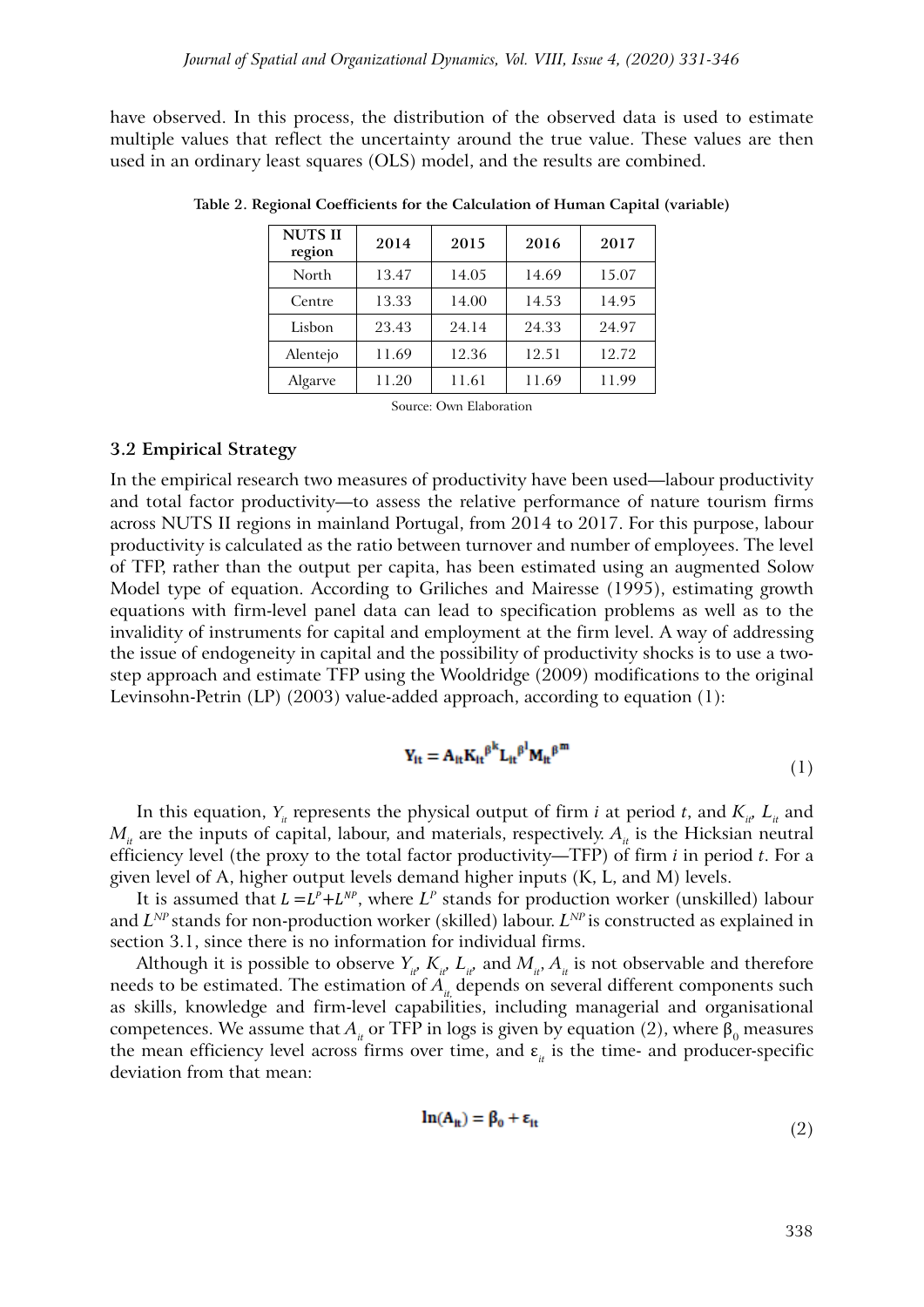have observed. In this process, the distribution of the observed data is used to estimate multiple values that reflect the uncertainty around the true value. These values are then used in an ordinary least squares (OLS) model, and the results are combined.

**Table 2. Regional Coefficients for the Calculation of Human Capital (variable)**

| NUTS II region | 2014 | 2015 | 2016 | 2017 |
|---|---|---|---|---|
| North | 13.47 | 14.05 | 14.69 | 15.07 |
| Centre | 13.33 | 14.00 | 14.53 | 14.95 |
| Lisbon | 23.43 | 24.14 | 24.33 | 24.97 |
| Alentejo | 11.69 | 12.36 | 12.51 | 12.72 |
| Algarve | 11.20 | 11.61 | 11.69 | 11.99 |

Source: Own Elaboration

### 3.2 Empirical Strategy

In the empirical research two measures of productivity have been used—labour productivity and total factor productivity—to assess the relative performance of nature tourism firms across NUTS II regions in mainland Portugal, from 2014 to 2017. For this purpose, labour productivity is calculated as the ratio between turnover and number of employees. The level of TFP, rather than the output per capita, has been estimated using an augmented Solow Model type of equation. According to Griliches and Mairesse (1995), estimating growth equations with firm-level panel data can lead to specification problems as well as to the invalidity of instruments for capital and employment at the firm level. A way of addressing the issue of endogeneity in capital and the possibility of productivity shocks is to use a two-step approach and estimate TFP using the Wooldridge (2009) modifications to the original Levinsohn-Petrin (LP) (2003) value-added approach, according to equation (1):

$$\mathbf{Y_{it} = A_{it} K_{it}^{\beta^k} L_{it}^{\beta^l} M_{it}^{\beta^m}} \tag{1}$$

In this equation, $Y_{it}$ represents the physical output of firm $i$ at period $t$, and $K_{it}$, $L_{it}$ and $M_{it}$ are the inputs of capital, labour, and materials, respectively. $A_{it}$ is the Hicksian neutral efficiency level (the proxy to the total factor productivity—TFP) of firm $i$ in period $t$. For a given level of A, higher output levels demand higher inputs (K, L, and M) levels.

It is assumed that $L = L^P + L^{NP}$, where $L^P$ stands for production worker (unskilled) labour and $L^{NP}$ stands for non-production worker (skilled) labour. $L^{NP}$ is constructed as explained in section 3.1, since there is no information for individual firms.

Although it is possible to observe $Y_{it}$, $K_{it}$, $L_{it}$, and $M_{it}$, $A_{it}$ is not observable and therefore needs to be estimated. The estimation of $A_{it}$ depends on several different components such as skills, knowledge and firm-level capabilities, including managerial and organisational competences. We assume that $A_{it}$ or TFP in logs is given by equation (2), where $\beta_0$ measures the mean efficiency level across firms over time, and $\varepsilon_{it}$ is the time- and producer-specific deviation from that mean:

$$\mathbf{\ln(A_{it}) = \beta_0 + \varepsilon_{it}} \tag{2}$$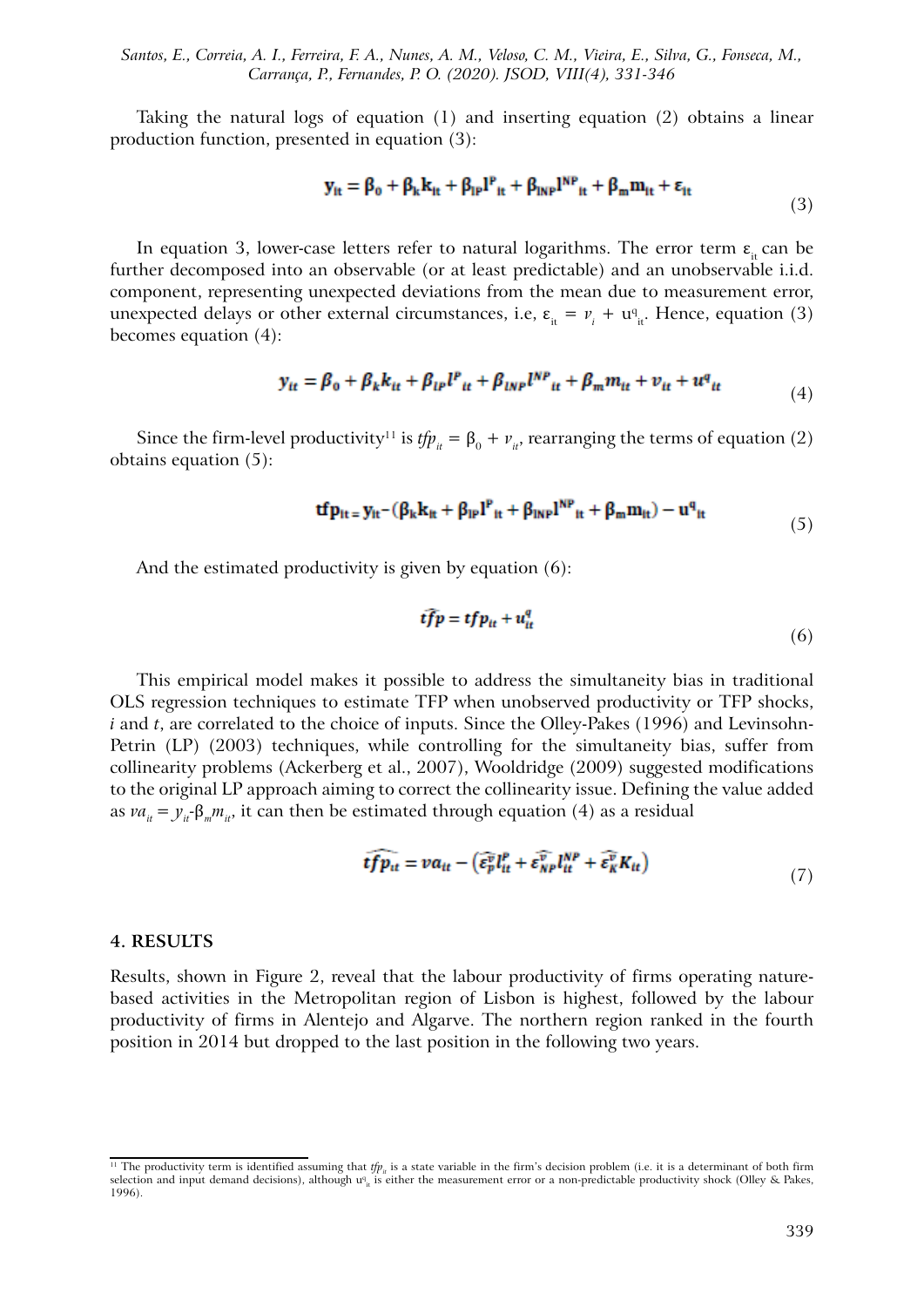Taking the natural logs of equation (1) and inserting equation (2) obtains a linear production function, presented in equation (3):

$$\mathbf{y_{it} = \beta_0 + \beta_k k_{it} + \beta_{lP} l^P{}_{it} + \beta_{lNP} l^{NP}{}_{it} + \beta_m m_{it} + \varepsilon_{it}} \tag{3}$$

In equation 3, lower-case letters refer to natural logarithms. The error term $\varepsilon_{it}$ can be further decomposed into an observable (or at least predictable) and an unobservable i.i.d. component, representing unexpected deviations from the mean due to measurement error, unexpected delays or other external circumstances, i.e, $\varepsilon_{it} = v_i + u^q{}_{it}$. Hence, equation (3) becomes equation (4):

$$y_{it} = \beta_0 + \beta_k k_{it} + \beta_{lP} l^P{}_{it} + \beta_{lNP} l^{NP}{}_{it} + \beta_m m_{it} + v_{it} + u^q{}_{it} \tag{4}$$

Since the firm-level productivity[11] is $tfp_{it} = \beta_0 + v_{it}$, rearranging the terms of equation (2) obtains equation (5):

$$\mathbf{tfp_{it} = y_{it} - (\beta_k k_{it} + \beta_{lP} l^P{}_{it} + \beta_{lNP} l^{NP}{}_{it} + \beta_m m_{it}) - u^q{}_{it}} \tag{5}$$

And the estimated productivity is given by equation (6):

$$\widehat{tfp} = tfp_{it} + u^q_{it} \tag{6}$$

This empirical model makes it possible to address the simultaneity bias in traditional OLS regression techniques to estimate TFP when unobserved productivity or TFP shocks, *i* and *t*, are correlated to the choice of inputs. Since the Olley-Pakes (1996) and Levinsohn-Petrin (LP) (2003) techniques, while controlling for the simultaneity bias, suffer from collinearity problems (Ackerberg et al., 2007), Wooldridge (2009) suggested modifications to the original LP approach aiming to correct the collinearity issue. Defining the value added as $va_{it} = y_{it} - \beta_m m_{it}$, it can then be estimated through equation (4) as a residual

$$\widehat{tfp_{it}} = va_{it} - \left(\widehat{\varepsilon_P^v} l_{it}^P + \widehat{\varepsilon_{NP}^v} l_{it}^{NP} + \widehat{\varepsilon_K^v} K_{it}\right) \tag{7}$$

## 4. RESULTS

Results, shown in Figure 2, reveal that the labour productivity of firms operating nature-based activities in the Metropolitan region of Lisbon is highest, followed by the labour productivity of firms in Alentejo and Algarve. The northern region ranked in the fourth position in 2014 but dropped to the last position in the following two years.

[11] The productivity term is identified assuming that $tfp_{it}$ is a state variable in the firm's decision problem (i.e. it is a determinant of both firm selection and input demand decisions), although $u^q_{it}$ is either the measurement error or a non-predictable productivity shock (Olley & Pakes, 1996).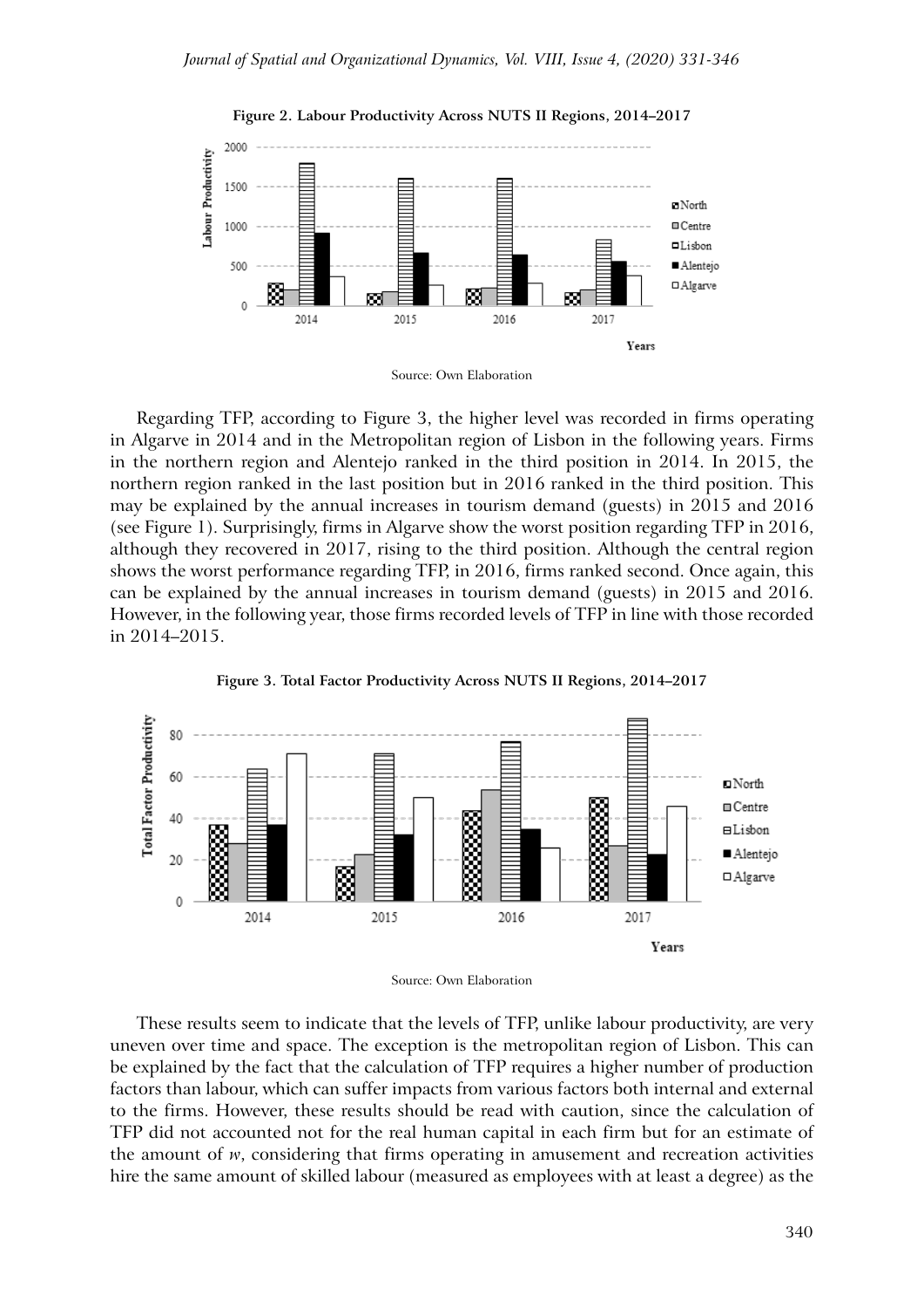**Figure 2. Labour Productivity Across NUTS II Regions, 2014–2017**

Source: Own Elaboration

Regarding TFP, according to Figure 3, the higher level was recorded in firms operating in Algarve in 2014 and in the Metropolitan region of Lisbon in the following years. Firms in the northern region and Alentejo ranked in the third position in 2014. In 2015, the northern region ranked in the last position but in 2016 ranked in the third position. This may be explained by the annual increases in tourism demand (guests) in 2015 and 2016 (see Figure 1). Surprisingly, firms in Algarve show the worst position regarding TFP in 2016, although they recovered in 2017, rising to the third position. Although the central region shows the worst performance regarding TFP, in 2016, firms ranked second. Once again, this can be explained by the annual increases in tourism demand (guests) in 2015 and 2016. However, in the following year, those firms recorded levels of TFP in line with those recorded in 2014–2015.

**Figure 3. Total Factor Productivity Across NUTS II Regions, 2014–2017**

Source: Own Elaboration

These results seem to indicate that the levels of TFP, unlike labour productivity, are very uneven over time and space. The exception is the metropolitan region of Lisbon. This can be explained by the fact that the calculation of TFP requires a higher number of production factors than labour, which can suffer impacts from various factors both internal and external to the firms. However, these results should be read with caution, since the calculation of TFP did not accounted not for the real human capital in each firm but for an estimate of the amount of $w$, considering that firms operating in amusement and recreation activities hire the same amount of skilled labour (measured as employees with at least a degree) as the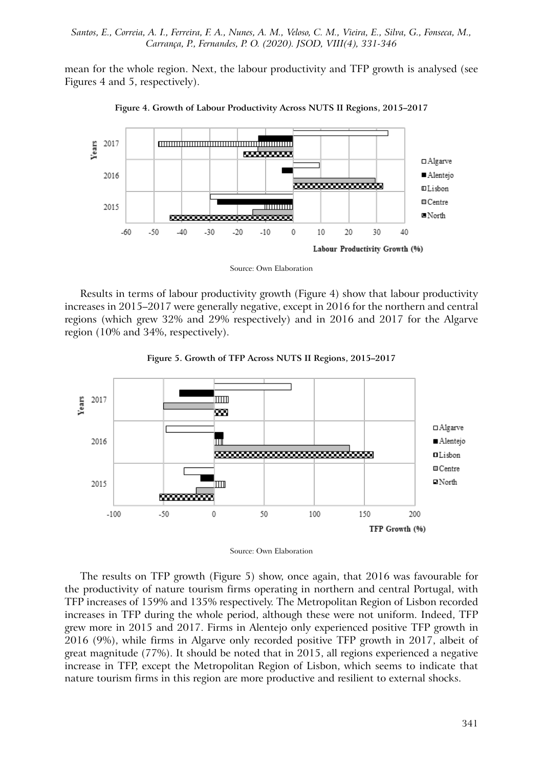mean for the whole region. Next, the labour productivity and TFP growth is analysed (see Figures 4 and 5, respectively).

**Figure 4. Growth of Labour Productivity Across NUTS II Regions, 2015–2017**

Source: Own Elaboration

Results in terms of labour productivity growth (Figure 4) show that labour productivity increases in 2015–2017 were generally negative, except in 2016 for the northern and central regions (which grew 32% and 29% respectively) and in 2016 and 2017 for the Algarve region (10% and 34%, respectively).

**Figure 5. Growth of TFP Across NUTS II Regions, 2015–2017**

Source: Own Elaboration

The results on TFP growth (Figure 5) show, once again, that 2016 was favourable for the productivity of nature tourism firms operating in northern and central Portugal, with TFP increases of 159% and 135% respectively. The Metropolitan Region of Lisbon recorded increases in TFP during the whole period, although these were not uniform. Indeed, TFP grew more in 2015 and 2017. Firms in Alentejo only experienced positive TFP growth in 2016 (9%), while firms in Algarve only recorded positive TFP growth in 2017, albeit of great magnitude (77%). It should be noted that in 2015, all regions experienced a negative increase in TFP, except the Metropolitan Region of Lisbon, which seems to indicate that nature tourism firms in this region are more productive and resilient to external shocks.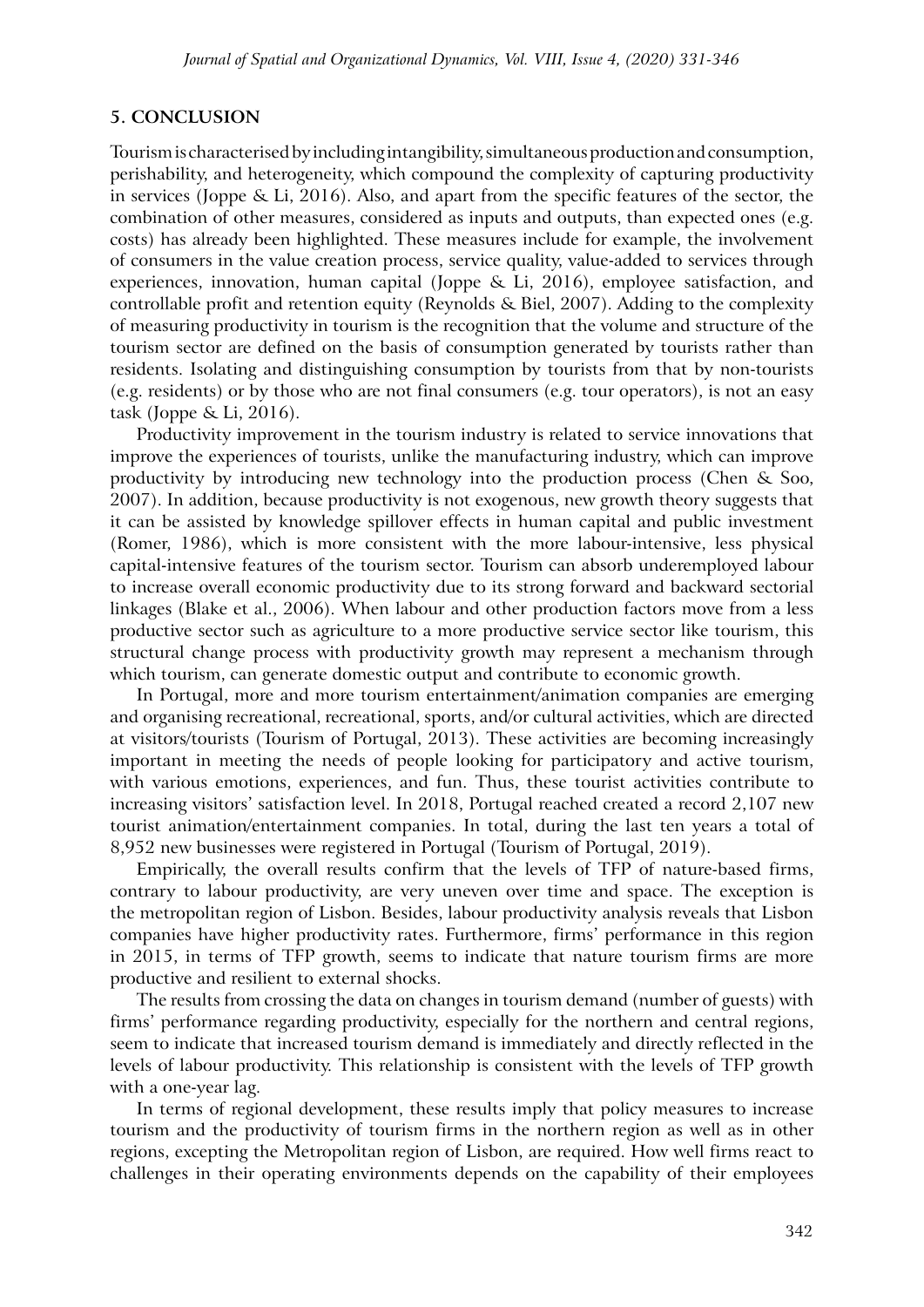## 5. CONCLUSION

Tourism is characterised by including intangibility, simultaneous production and consumption, perishability, and heterogeneity, which compound the complexity of capturing productivity in services (Joppe & Li, 2016). Also, and apart from the specific features of the sector, the combination of other measures, considered as inputs and outputs, than expected ones (e.g. costs) has already been highlighted. These measures include for example, the involvement of consumers in the value creation process, service quality, value-added to services through experiences, innovation, human capital (Joppe & Li, 2016), employee satisfaction, and controllable profit and retention equity (Reynolds & Biel, 2007). Adding to the complexity of measuring productivity in tourism is the recognition that the volume and structure of the tourism sector are defined on the basis of consumption generated by tourists rather than residents. Isolating and distinguishing consumption by tourists from that by non-tourists (e.g. residents) or by those who are not final consumers (e.g. tour operators), is not an easy task (Joppe & Li, 2016).

Productivity improvement in the tourism industry is related to service innovations that improve the experiences of tourists, unlike the manufacturing industry, which can improve productivity by introducing new technology into the production process (Chen & Soo, 2007). In addition, because productivity is not exogenous, new growth theory suggests that it can be assisted by knowledge spillover effects in human capital and public investment (Romer, 1986), which is more consistent with the more labour-intensive, less physical capital-intensive features of the tourism sector. Tourism can absorb underemployed labour to increase overall economic productivity due to its strong forward and backward sectorial linkages (Blake et al., 2006). When labour and other production factors move from a less productive sector such as agriculture to a more productive service sector like tourism, this structural change process with productivity growth may represent a mechanism through which tourism, can generate domestic output and contribute to economic growth.

In Portugal, more and more tourism entertainment/animation companies are emerging and organising recreational, recreational, sports, and/or cultural activities, which are directed at visitors/tourists (Tourism of Portugal, 2013). These activities are becoming increasingly important in meeting the needs of people looking for participatory and active tourism, with various emotions, experiences, and fun. Thus, these tourist activities contribute to increasing visitors' satisfaction level. In 2018, Portugal reached created a record 2,107 new tourist animation/entertainment companies. In total, during the last ten years a total of 8,952 new businesses were registered in Portugal (Tourism of Portugal, 2019).

Empirically, the overall results confirm that the levels of TFP of nature-based firms, contrary to labour productivity, are very uneven over time and space. The exception is the metropolitan region of Lisbon. Besides, labour productivity analysis reveals that Lisbon companies have higher productivity rates. Furthermore, firms' performance in this region in 2015, in terms of TFP growth, seems to indicate that nature tourism firms are more productive and resilient to external shocks.

The results from crossing the data on changes in tourism demand (number of guests) with firms' performance regarding productivity, especially for the northern and central regions, seem to indicate that increased tourism demand is immediately and directly reflected in the levels of labour productivity. This relationship is consistent with the levels of TFP growth with a one-year lag.

In terms of regional development, these results imply that policy measures to increase tourism and the productivity of tourism firms in the northern region as well as in other regions, excepting the Metropolitan region of Lisbon, are required. How well firms react to challenges in their operating environments depends on the capability of their employees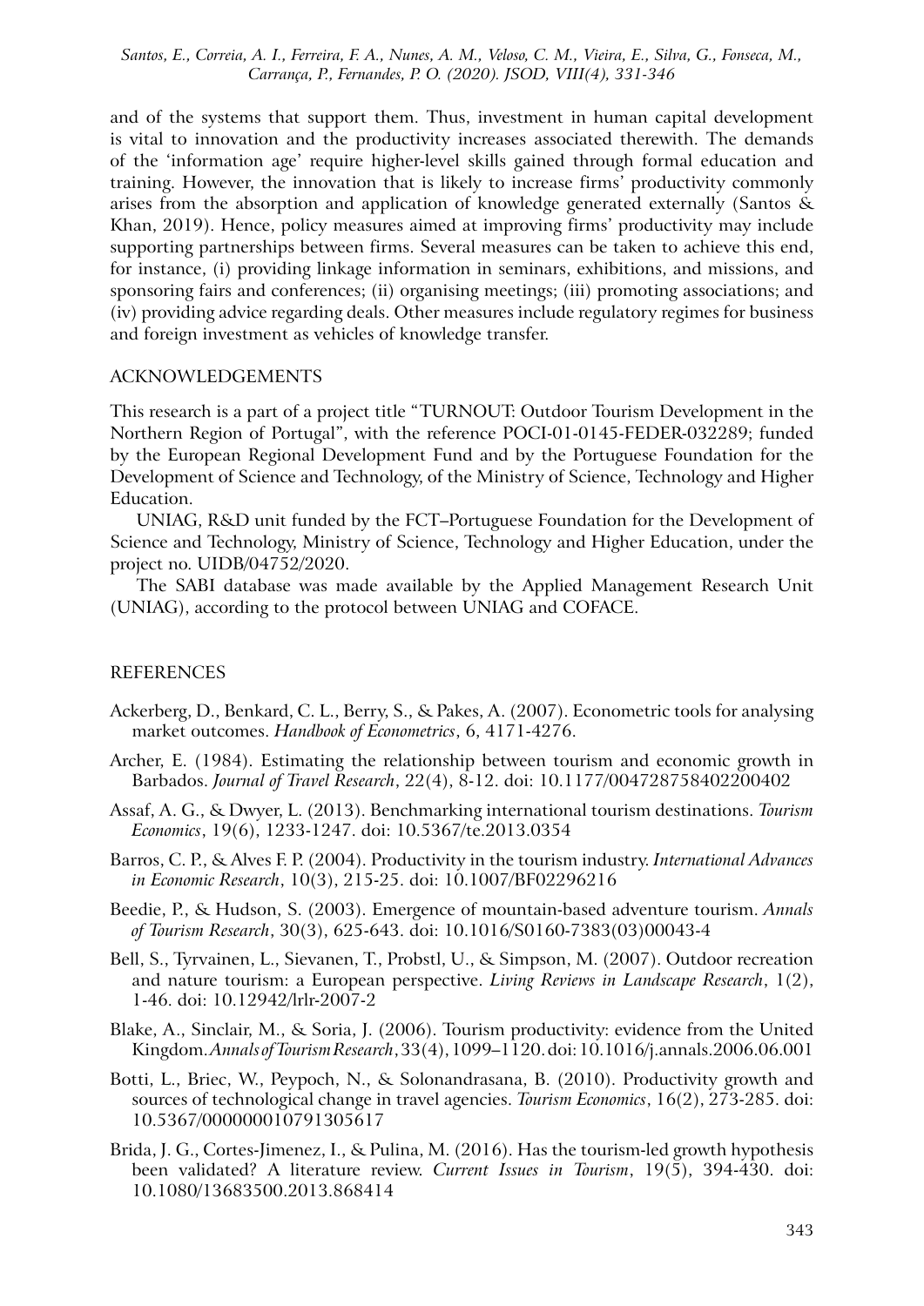and of the systems that support them. Thus, investment in human capital development is vital to innovation and the productivity increases associated therewith. The demands of the 'information age' require higher-level skills gained through formal education and training. However, the innovation that is likely to increase firms' productivity commonly arises from the absorption and application of knowledge generated externally (Santos & Khan, 2019). Hence, policy measures aimed at improving firms' productivity may include supporting partnerships between firms. Several measures can be taken to achieve this end, for instance, (i) providing linkage information in seminars, exhibitions, and missions, and sponsoring fairs and conferences; (ii) organising meetings; (iii) promoting associations; and (iv) providing advice regarding deals. Other measures include regulatory regimes for business and foreign investment as vehicles of knowledge transfer.

## ACKNOWLEDGEMENTS

This research is a part of a project title "TURNOUT: Outdoor Tourism Development in the Northern Region of Portugal", with the reference POCI-01-0145-FEDER-032289; funded by the European Regional Development Fund and by the Portuguese Foundation for the Development of Science and Technology, of the Ministry of Science, Technology and Higher Education.

UNIAG, R&D unit funded by the FCT–Portuguese Foundation for the Development of Science and Technology, Ministry of Science, Technology and Higher Education, under the project no. UIDB/04752/2020.

The SABI database was made available by the Applied Management Research Unit (UNIAG), according to the protocol between UNIAG and COFACE.

## REFERENCES

Ackerberg, D., Benkard, C. L., Berry, S., & Pakes, A. (2007). Econometric tools for analysing market outcomes. *Handbook of Econometrics*, 6, 4171-4276.

Archer, E. (1984). Estimating the relationship between tourism and economic growth in Barbados. *Journal of Travel Research*, 22(4), 8-12. doi: 10.1177/004728758402200402

Assaf, A. G., & Dwyer, L. (2013). Benchmarking international tourism destinations. *Tourism Economics*, 19(6), 1233-1247. doi: 10.5367/te.2013.0354

Barros, C. P., & Alves F. P. (2004). Productivity in the tourism industry. *International Advances in Economic Research*, 10(3), 215-25. doi: 10.1007/BF02296216

Beedie, P., & Hudson, S. (2003). Emergence of mountain-based adventure tourism. *Annals of Tourism Research*, 30(3), 625-643. doi: 10.1016/S0160-7383(03)00043-4

Bell, S., Tyrvainen, L., Sievanen, T., Probstl, U., & Simpson, M. (2007). Outdoor recreation and nature tourism: a European perspective. *Living Reviews in Landscape Research*, 1(2), 1-46. doi: 10.12942/lrlr-2007-2

Blake, A., Sinclair, M., & Soria, J. (2006). Tourism productivity: evidence from the United Kingdom. *Annals of Tourism Research*, 33(4), 1099–1120. doi: 10.1016/j.annals.2006.06.001

Botti, L., Briec, W., Peypoch, N., & Solonandrasana, B. (2010). Productivity growth and sources of technological change in travel agencies. *Tourism Economics*, 16(2), 273-285. doi: 10.5367/000000010791305617

Brida, J. G., Cortes-Jimenez, I., & Pulina, M. (2016). Has the tourism-led growth hypothesis been validated? A literature review. *Current Issues in Tourism*, 19(5), 394-430. doi: 10.1080/13683500.2013.868414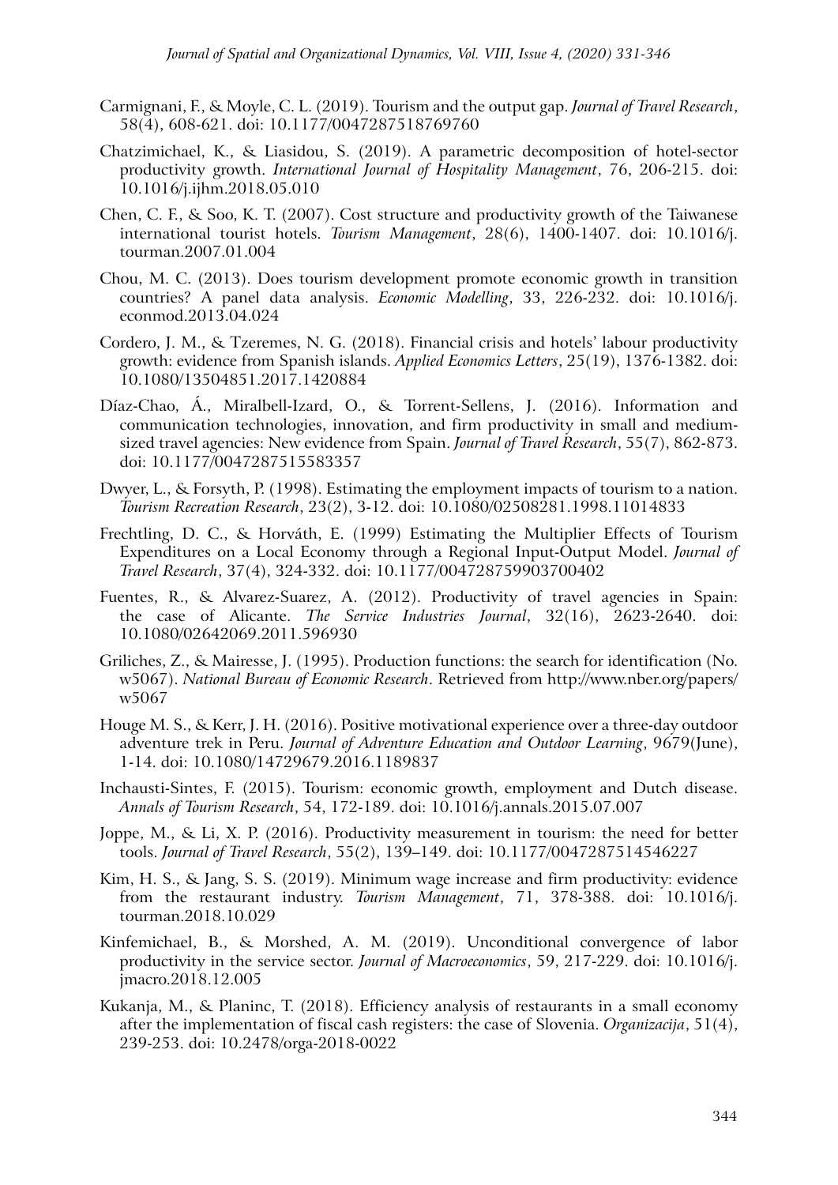Carmignani, F., & Moyle, C. L. (2019). Tourism and the output gap. *Journal of Travel Research*, 58(4), 608-621. doi: 10.1177/0047287518769760

Chatzimichael, K., & Liasidou, S. (2019). A parametric decomposition of hotel-sector productivity growth. *International Journal of Hospitality Management*, 76, 206-215. doi: 10.1016/j.ijhm.2018.05.010

Chen, C. F., & Soo, K. T. (2007). Cost structure and productivity growth of the Taiwanese international tourist hotels. *Tourism Management*, 28(6), 1400-1407. doi: 10.1016/j.tourman.2007.01.004

Chou, M. C. (2013). Does tourism development promote economic growth in transition countries? A panel data analysis. *Economic Modelling*, 33, 226-232. doi: 10.1016/j.econmod.2013.04.024

Cordero, J. M., & Tzeremes, N. G. (2018). Financial crisis and hotels' labour productivity growth: evidence from Spanish islands. *Applied Economics Letters*, 25(19), 1376-1382. doi: 10.1080/13504851.2017.1420884

Díaz-Chao, Á., Miralbell-Izard, O., & Torrent-Sellens, J. (2016). Information and communication technologies, innovation, and firm productivity in small and medium-sized travel agencies: New evidence from Spain. *Journal of Travel Research*, 55(7), 862-873. doi: 10.1177/0047287515583357

Dwyer, L., & Forsyth, P. (1998). Estimating the employment impacts of tourism to a nation. *Tourism Recreation Research*, 23(2), 3-12. doi: 10.1080/02508281.1998.11014833

Frechtling, D. C., & Horváth, E. (1999) Estimating the Multiplier Effects of Tourism Expenditures on a Local Economy through a Regional Input-Output Model. *Journal of Travel Research*, 37(4), 324-332. doi: 10.1177/004728759903700402

Fuentes, R., & Alvarez-Suarez, A. (2012). Productivity of travel agencies in Spain: the case of Alicante. *The Service Industries Journal*, 32(16), 2623-2640. doi: 10.1080/02642069.2011.596930

Griliches, Z., & Mairesse, J. (1995). Production functions: the search for identification (No. w5067). *National Bureau of Economic Research*. Retrieved from http://www.nber.org/papers/w5067

Houge M. S., & Kerr, J. H. (2016). Positive motivational experience over a three-day outdoor adventure trek in Peru. *Journal of Adventure Education and Outdoor Learning*, 9679(June), 1-14. doi: 10.1080/14729679.2016.1189837

Inchausti-Sintes, F. (2015). Tourism: economic growth, employment and Dutch disease. *Annals of Tourism Research*, 54, 172-189. doi: 10.1016/j.annals.2015.07.007

Joppe, M., & Li, X. P. (2016). Productivity measurement in tourism: the need for better tools. *Journal of Travel Research*, 55(2), 139–149. doi: 10.1177/0047287514546227

Kim, H. S., & Jang, S. S. (2019). Minimum wage increase and firm productivity: evidence from the restaurant industry. *Tourism Management*, 71, 378-388. doi: 10.1016/j.tourman.2018.10.029

Kinfemichael, B., & Morshed, A. M. (2019). Unconditional convergence of labor productivity in the service sector. *Journal of Macroeconomics*, 59, 217-229. doi: 10.1016/j.jmacro.2018.12.005

Kukanja, M., & Planinc, T. (2018). Efficiency analysis of restaurants in a small economy after the implementation of fiscal cash registers: the case of Slovenia. *Organizacija*, 51(4), 239-253. doi: 10.2478/orga-2018-0022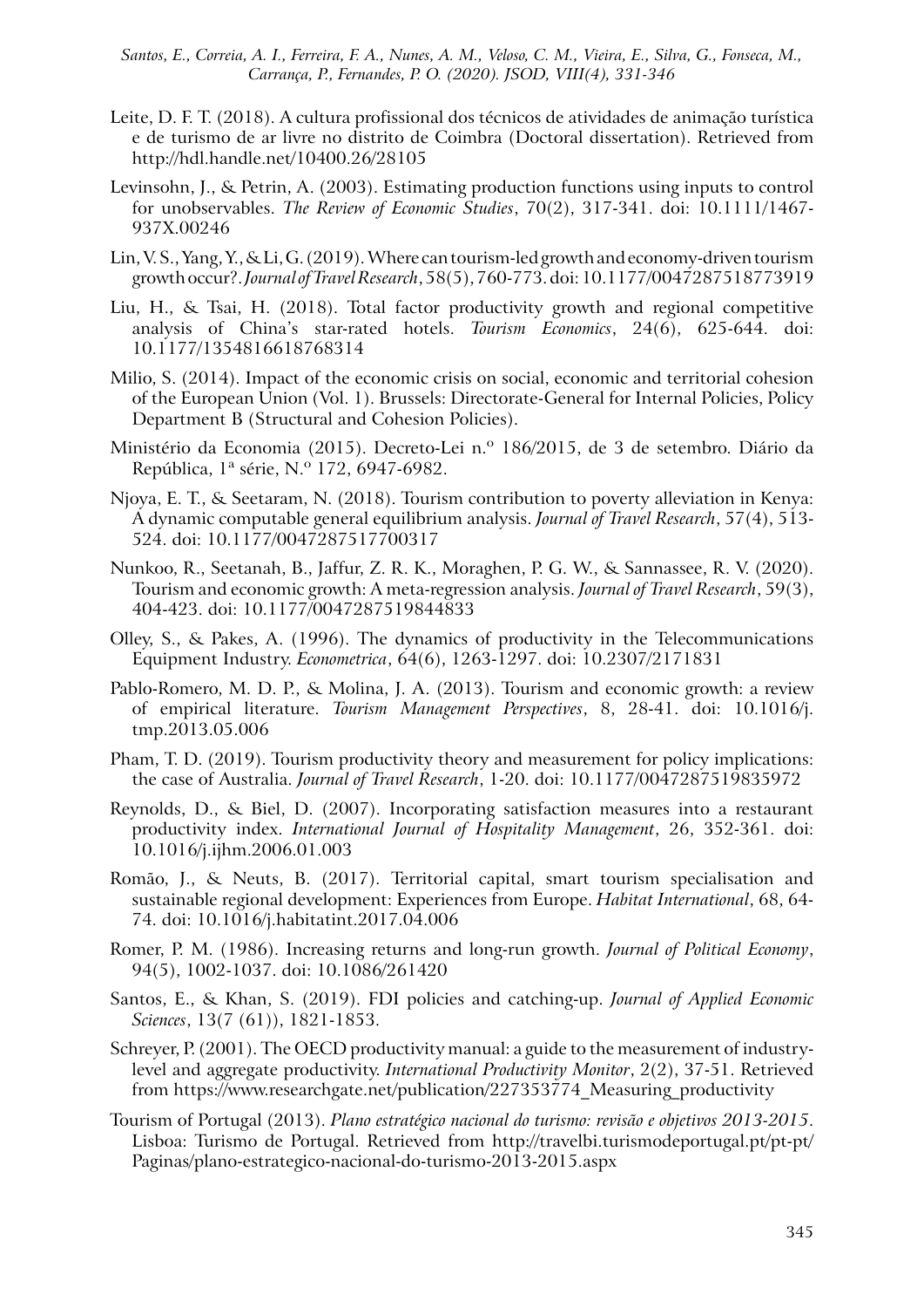Leite, D. F. T. (2018). A cultura profissional dos técnicos de atividades de animação turística e de turismo de ar livre no distrito de Coimbra (Doctoral dissertation). Retrieved from http://hdl.handle.net/10400.26/28105

Levinsohn, J., & Petrin, A. (2003). Estimating production functions using inputs to control for unobservables. *The Review of Economic Studies*, 70(2), 317-341. doi: 10.1111/1467-937X.00246

Lin, V. S., Yang, Y., & Li, G. (2019). Where can tourism-led growth and economy-driven tourism growth occur?. *Journal of Travel Research*, 58(5), 760-773. doi: 10.1177/0047287518773919

Liu, H., & Tsai, H. (2018). Total factor productivity growth and regional competitive analysis of China's star-rated hotels. *Tourism Economics*, 24(6), 625-644. doi: 10.1177/1354816618768314

Milio, S. (2014). Impact of the economic crisis on social, economic and territorial cohesion of the European Union (Vol. 1). Brussels: Directorate-General for Internal Policies, Policy Department B (Structural and Cohesion Policies).

Ministério da Economia (2015). Decreto-Lei n.º 186/2015, de 3 de setembro. Diário da República, 1ª série, N.º 172, 6947-6982.

Njoya, E. T., & Seetaram, N. (2018). Tourism contribution to poverty alleviation in Kenya: A dynamic computable general equilibrium analysis. *Journal of Travel Research*, 57(4), 513-524. doi: 10.1177/0047287517700317

Nunkoo, R., Seetanah, B., Jaffur, Z. R. K., Moraghen, P. G. W., & Sannassee, R. V. (2020). Tourism and economic growth: A meta-regression analysis. *Journal of Travel Research*, 59(3), 404-423. doi: 10.1177/0047287519844833

Olley, S., & Pakes, A. (1996). The dynamics of productivity in the Telecommunications Equipment Industry. *Econometrica*, 64(6), 1263-1297. doi: 10.2307/2171831

Pablo-Romero, M. D. P., & Molina, J. A. (2013). Tourism and economic growth: a review of empirical literature. *Tourism Management Perspectives*, 8, 28-41. doi: 10.1016/j.tmp.2013.05.006

Pham, T. D. (2019). Tourism productivity theory and measurement for policy implications: the case of Australia. *Journal of Travel Research*, 1-20. doi: 10.1177/0047287519835972

Reynolds, D., & Biel, D. (2007). Incorporating satisfaction measures into a restaurant productivity index. *International Journal of Hospitality Management*, 26, 352-361. doi: 10.1016/j.ijhm.2006.01.003

Romão, J., & Neuts, B. (2017). Territorial capital, smart tourism specialisation and sustainable regional development: Experiences from Europe. *Habitat International*, 68, 64-74. doi: 10.1016/j.habitatint.2017.04.006

Romer, P. M. (1986). Increasing returns and long-run growth. *Journal of Political Economy*, 94(5), 1002-1037. doi: 10.1086/261420

Santos, E., & Khan, S. (2019). FDI policies and catching-up. *Journal of Applied Economic Sciences*, 13(7 (61)), 1821-1853.

Schreyer, P. (2001). The OECD productivity manual: a guide to the measurement of industry-level and aggregate productivity. *International Productivity Monitor*, 2(2), 37-51. Retrieved from https://www.researchgate.net/publication/227353774_Measuring_productivity

Tourism of Portugal (2013). *Plano estratégico nacional do turismo: revisão e objetivos 2013-2015*. Lisboa: Turismo de Portugal. Retrieved from http://travelbi.turismodeportugal.pt/pt-pt/Paginas/plano-estrategico-nacional-do-turismo-2013-2015.aspx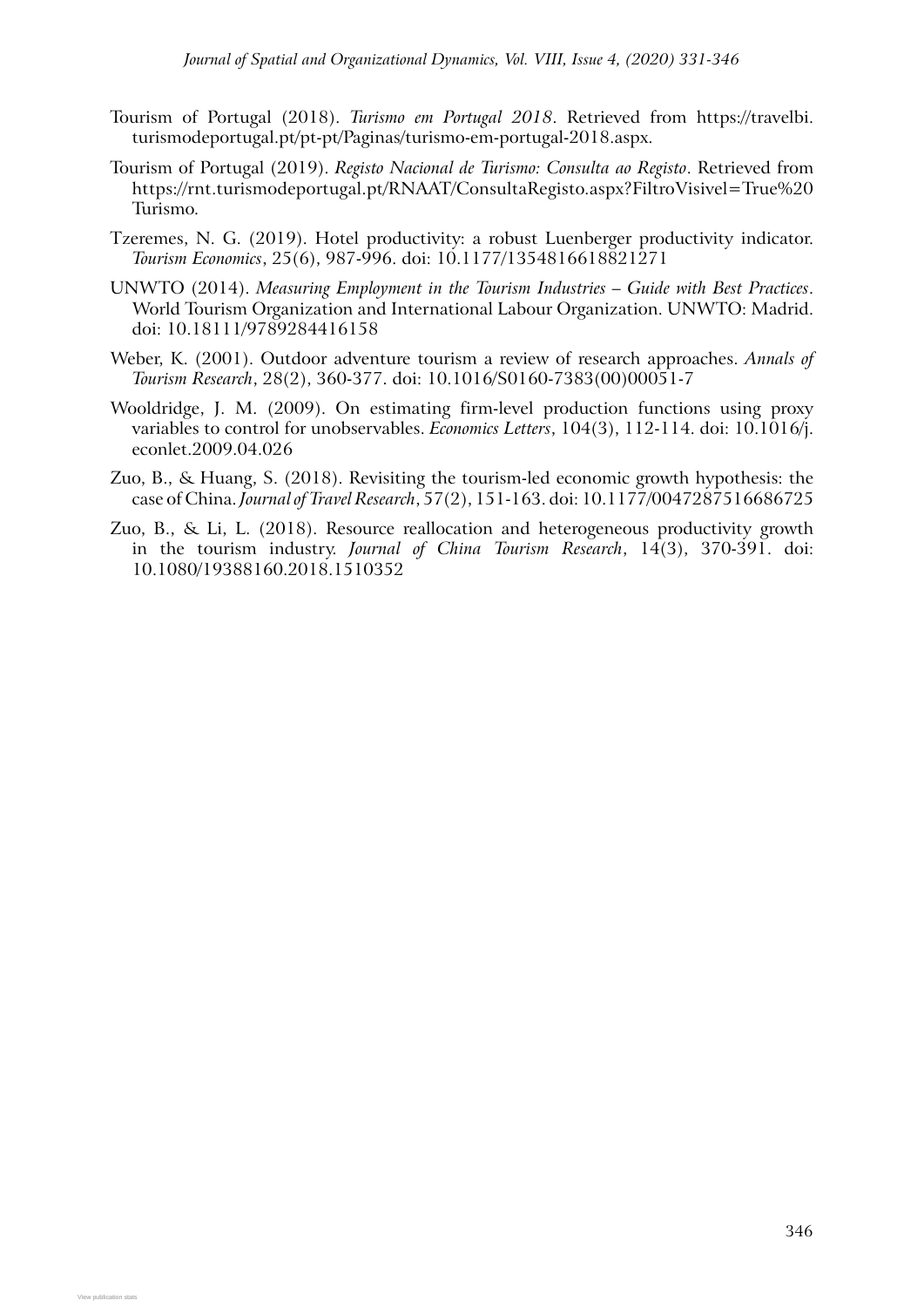Tourism of Portugal (2018). *Turismo em Portugal 2018*. Retrieved from https://travelbi.turismodeportugal.pt/pt-pt/Paginas/turismo-em-portugal-2018.aspx.

Tourism of Portugal (2019). *Registo Nacional de Turismo: Consulta ao Registo*. Retrieved from https://rnt.turismodeportugal.pt/RNAAT/ConsultaRegisto.aspx?FiltroVisivel=True%20Turismo.

Tzeremes, N. G. (2019). Hotel productivity: a robust Luenberger productivity indicator. *Tourism Economics*, 25(6), 987-996. doi: 10.1177/1354816618821271

UNWTO (2014). *Measuring Employment in the Tourism Industries – Guide with Best Practices*. World Tourism Organization and International Labour Organization. UNWTO: Madrid. doi: 10.18111/9789284416158

Weber, K. (2001). Outdoor adventure tourism a review of research approaches. *Annals of Tourism Research*, 28(2), 360-377. doi: 10.1016/S0160-7383(00)00051-7

Wooldridge, J. M. (2009). On estimating firm-level production functions using proxy variables to control for unobservables. *Economics Letters*, 104(3), 112-114. doi: 10.1016/j.econlet.2009.04.026

Zuo, B., & Huang, S. (2018). Revisiting the tourism-led economic growth hypothesis: the case of China. *Journal of Travel Research*, 57(2), 151-163. doi: 10.1177/0047287516686725

Zuo, B., & Li, L. (2018). Resource reallocation and heterogeneous productivity growth in the tourism industry. *Journal of China Tourism Research*, 14(3), 370-391. doi: 10.1080/19388160.2018.1510352